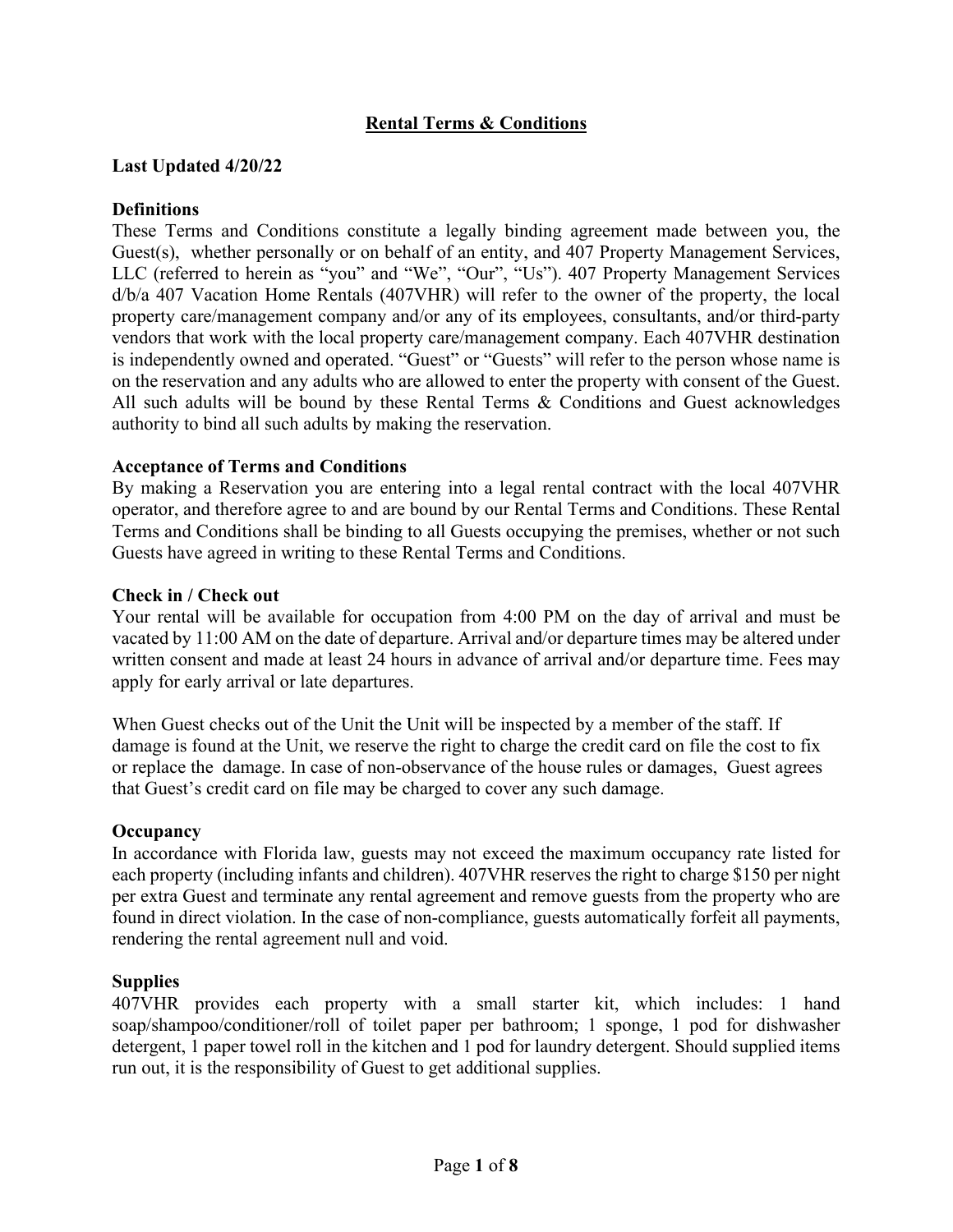# Rental Terms & Conditions

**Last Updated 4/20/22**

**Definitions**

These Terms and Conditions constitute a legally binding agreement made between you, the Guest(s), whether personally or on behalf of an entity, and 407 Property Management Services, LLC (referred to herein as "you" and "We", "Our", "Us"). 407 Property Management Services d/b/a 407 Vacation Home Rentals (407VHR) will refer to the owner of the property, the local property care/management company and/or any of its employees, consultants, and/or third-party vendors that work with the local property care/management company. Each 407VHR destination is independently owned and operated. "Guest" or "Guests" will refer to the person whose name is on the reservation and any adults who are allowed to enter the property with consent of the Guest. All such adults will be bound by these Rental Terms & Conditions and Guest acknowledges authority to bind all such adults by making the reservation.

**Acceptance of Terms and Conditions**

By making a Reservation you are entering into a legal rental contract with the local 407VHR operator, and therefore agree to and are bound by our Rental Terms and Conditions. These Rental Terms and Conditions shall be binding to all Guests occupying the premises, whether or not such Guests have agreed in writing to these Rental Terms and Conditions.

**Check in / Check out**

Your rental will be available for occupation from 4:00 PM on the day of arrival and must be vacated by 11:00 AM on the date of departure. Arrival and/or departure times may be altered under written consent and made at least 24 hours in advance of arrival and/or departure time. Fees may apply for early arrival or late departures.

When Guest checks out of the Unit the Unit will be inspected by a member of the staff. If damage is found at the Unit, we reserve the right to charge the credit card on file the cost to fix or replace the damage. In case of non-observance of the house rules or damages, Guest agrees that Guest's credit card on file may be charged to cover any such damage.

**Occupancy**

In accordance with Florida law, guests may not exceed the maximum occupancy rate listed for each property (including infants and children). 407VHR reserves the right to charge $150 per night per extra Guest and terminate any rental agreement and remove guests from the property who are found in direct violation. In the case of non-compliance, guests automatically forfeit all payments, rendering the rental agreement null and void.

**Supplies**

407VHR provides each property with a small starter kit, which includes: 1 hand soap/shampoo/conditioner/roll of toilet paper per bathroom; 1 sponge, 1 pod for dishwasher detergent, 1 paper towel roll in the kitchen and 1 pod for laundry detergent. Should supplied items run out, it is the responsibility of Guest to get additional supplies.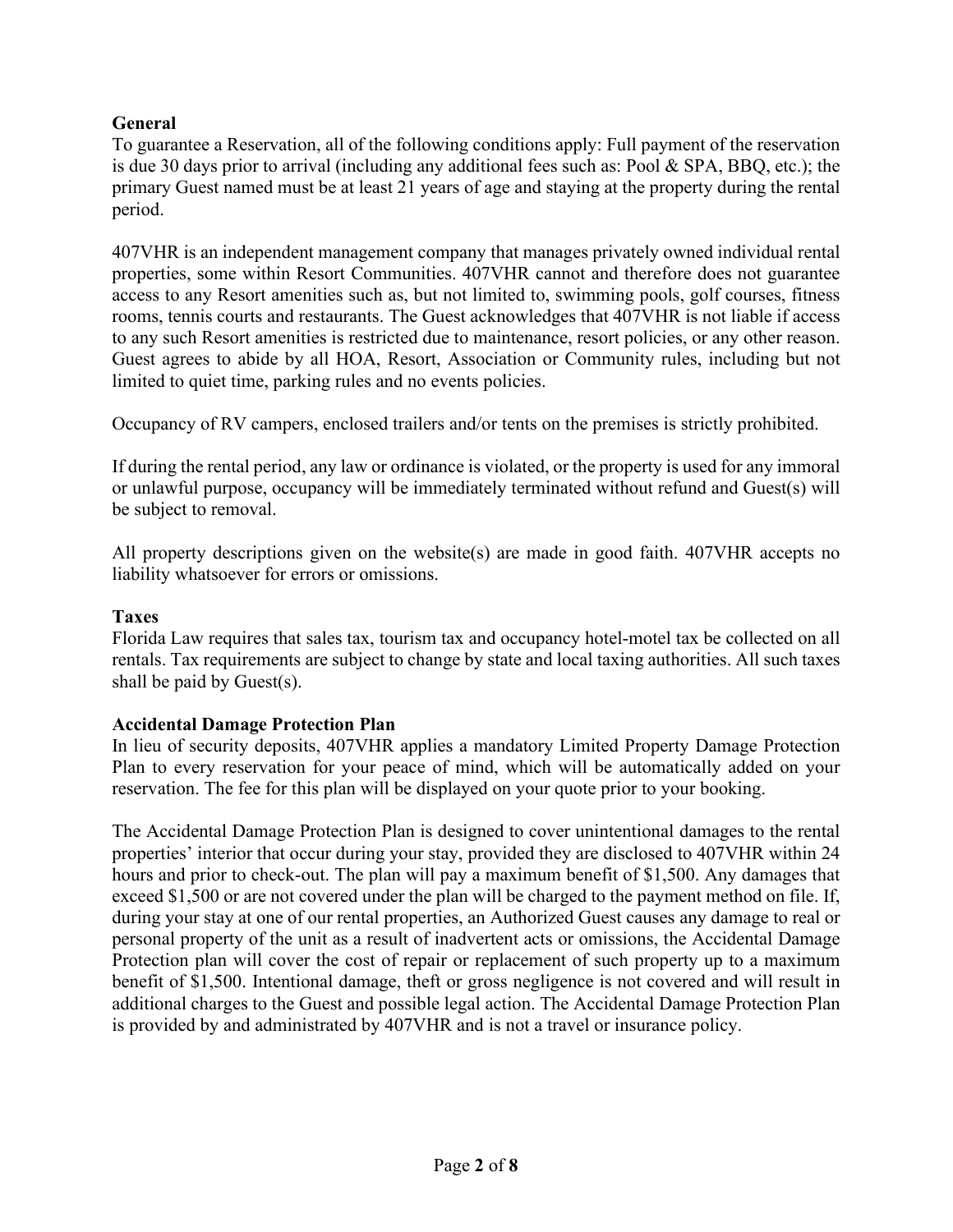**General**

To guarantee a Reservation, all of the following conditions apply: Full payment of the reservation is due 30 days prior to arrival (including any additional fees such as: Pool & SPA, BBQ, etc.); the primary Guest named must be at least 21 years of age and staying at the property during the rental period.

407VHR is an independent management company that manages privately owned individual rental properties, some within Resort Communities. 407VHR cannot and therefore does not guarantee access to any Resort amenities such as, but not limited to, swimming pools, golf courses, fitness rooms, tennis courts and restaurants. The Guest acknowledges that 407VHR is not liable if access to any such Resort amenities is restricted due to maintenance, resort policies, or any other reason. Guest agrees to abide by all HOA, Resort, Association or Community rules, including but not limited to quiet time, parking rules and no events policies.

Occupancy of RV campers, enclosed trailers and/or tents on the premises is strictly prohibited.

If during the rental period, any law or ordinance is violated, or the property is used for any immoral or unlawful purpose, occupancy will be immediately terminated without refund and Guest(s) will be subject to removal.

All property descriptions given on the website(s) are made in good faith. 407VHR accepts no liability whatsoever for errors or omissions.

**Taxes**

Florida Law requires that sales tax, tourism tax and occupancy hotel-motel tax be collected on all rentals. Tax requirements are subject to change by state and local taxing authorities. All such taxes shall be paid by Guest(s).

**Accidental Damage Protection Plan**

In lieu of security deposits, 407VHR applies a mandatory Limited Property Damage Protection Plan to every reservation for your peace of mind, which will be automatically added on your reservation. The fee for this plan will be displayed on your quote prior to your booking.

The Accidental Damage Protection Plan is designed to cover unintentional damages to the rental properties' interior that occur during your stay, provided they are disclosed to 407VHR within 24 hours and prior to check-out. The plan will pay a maximum benefit of $1,500. Any damages that exceed $1,500 or are not covered under the plan will be charged to the payment method on file. If, during your stay at one of our rental properties, an Authorized Guest causes any damage to real or personal property of the unit as a result of inadvertent acts or omissions, the Accidental Damage Protection plan will cover the cost of repair or replacement of such property up to a maximum benefit of $1,500. Intentional damage, theft or gross negligence is not covered and will result in additional charges to the Guest and possible legal action. The Accidental Damage Protection Plan is provided by and administrated by 407VHR and is not a travel or insurance policy.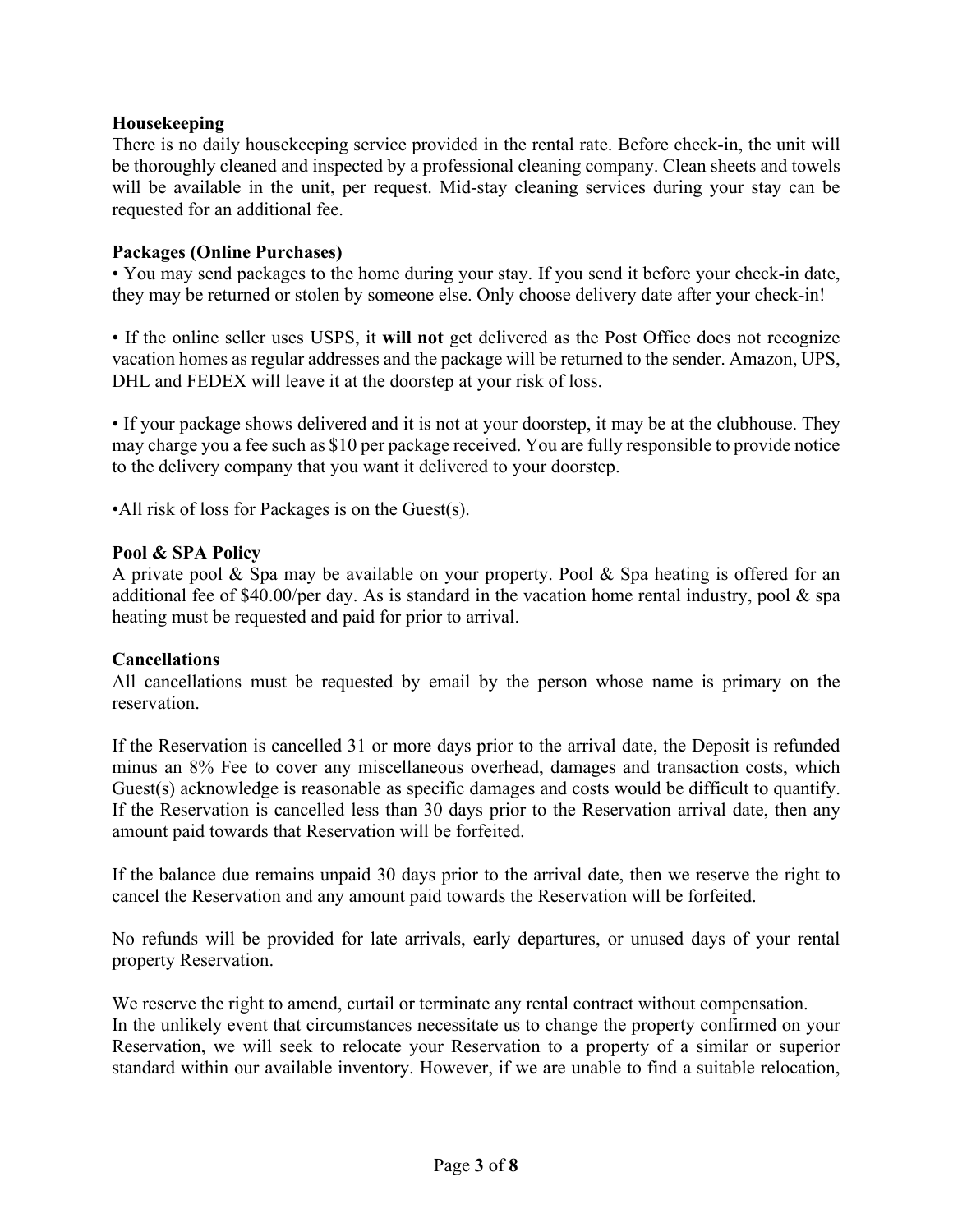**Housekeeping**

There is no daily housekeeping service provided in the rental rate. Before check-in, the unit will be thoroughly cleaned and inspected by a professional cleaning company. Clean sheets and towels will be available in the unit, per request. Mid-stay cleaning services during your stay can be requested for an additional fee.

**Packages (Online Purchases)**

• You may send packages to the home during your stay. If you send it before your check-in date, they may be returned or stolen by someone else. Only choose delivery date after your check-in!

• If the online seller uses USPS, it **will not** get delivered as the Post Office does not recognize vacation homes as regular addresses and the package will be returned to the sender. Amazon, UPS, DHL and FEDEX will leave it at the doorstep at your risk of loss.

• If your package shows delivered and it is not at your doorstep, it may be at the clubhouse. They may charge you a fee such as $10 per package received. You are fully responsible to provide notice to the delivery company that you want it delivered to your doorstep.

•All risk of loss for Packages is on the Guest(s).

**Pool & SPA Policy**

A private pool & Spa may be available on your property. Pool & Spa heating is offered for an additional fee of $40.00/per day. As is standard in the vacation home rental industry, pool & spa heating must be requested and paid for prior to arrival.

**Cancellations**

All cancellations must be requested by email by the person whose name is primary on the reservation.

If the Reservation is cancelled 31 or more days prior to the arrival date, the Deposit is refunded minus an 8% Fee to cover any miscellaneous overhead, damages and transaction costs, which Guest(s) acknowledge is reasonable as specific damages and costs would be difficult to quantify. If the Reservation is cancelled less than 30 days prior to the Reservation arrival date, then any amount paid towards that Reservation will be forfeited.

If the balance due remains unpaid 30 days prior to the arrival date, then we reserve the right to cancel the Reservation and any amount paid towards the Reservation will be forfeited.

No refunds will be provided for late arrivals, early departures, or unused days of your rental property Reservation.

We reserve the right to amend, curtail or terminate any rental contract without compensation.
In the unlikely event that circumstances necessitate us to change the property confirmed on your Reservation, we will seek to relocate your Reservation to a property of a similar or superior standard within our available inventory. However, if we are unable to find a suitable relocation,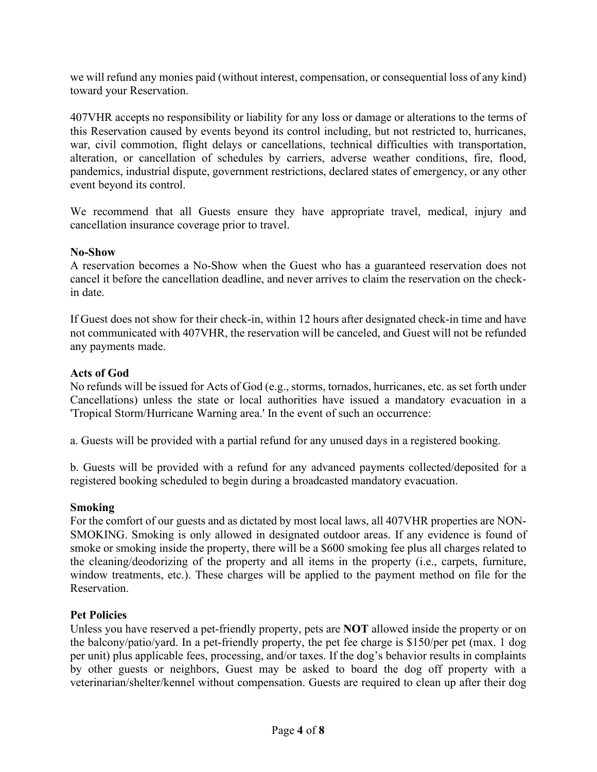we will refund any monies paid (without interest, compensation, or consequential loss of any kind) toward your Reservation.

407VHR accepts no responsibility or liability for any loss or damage or alterations to the terms of this Reservation caused by events beyond its control including, but not restricted to, hurricanes, war, civil commotion, flight delays or cancellations, technical difficulties with transportation, alteration, or cancellation of schedules by carriers, adverse weather conditions, fire, flood, pandemics, industrial dispute, government restrictions, declared states of emergency, or any other event beyond its control.

We recommend that all Guests ensure they have appropriate travel, medical, injury and cancellation insurance coverage prior to travel.

**No-Show**

A reservation becomes a No-Show when the Guest who has a guaranteed reservation does not cancel it before the cancellation deadline, and never arrives to claim the reservation on the check-in date.

If Guest does not show for their check-in, within 12 hours after designated check-in time and have not communicated with 407VHR, the reservation will be canceled, and Guest will not be refunded any payments made.

**Acts of God**

No refunds will be issued for Acts of God (e.g., storms, tornados, hurricanes, etc. as set forth under Cancellations) unless the state or local authorities have issued a mandatory evacuation in a 'Tropical Storm/Hurricane Warning area.' In the event of such an occurrence:

a. Guests will be provided with a partial refund for any unused days in a registered booking.

b. Guests will be provided with a refund for any advanced payments collected/deposited for a registered booking scheduled to begin during a broadcasted mandatory evacuation.

**Smoking**

For the comfort of our guests and as dictated by most local laws, all 407VHR properties are NON-SMOKING. Smoking is only allowed in designated outdoor areas. If any evidence is found of smoke or smoking inside the property, there will be a $600 smoking fee plus all charges related to the cleaning/deodorizing of the property and all items in the property (i.e., carpets, furniture, window treatments, etc.). These charges will be applied to the payment method on file for the Reservation.

**Pet Policies**

Unless you have reserved a pet-friendly property, pets are **NOT** allowed inside the property or on the balcony/patio/yard. In a pet-friendly property, the pet fee charge is $150/per pet (max. 1 dog per unit) plus applicable fees, processing, and/or taxes. If the dog's behavior results in complaints by other guests or neighbors, Guest may be asked to board the dog off property with a veterinarian/shelter/kennel without compensation. Guests are required to clean up after their dog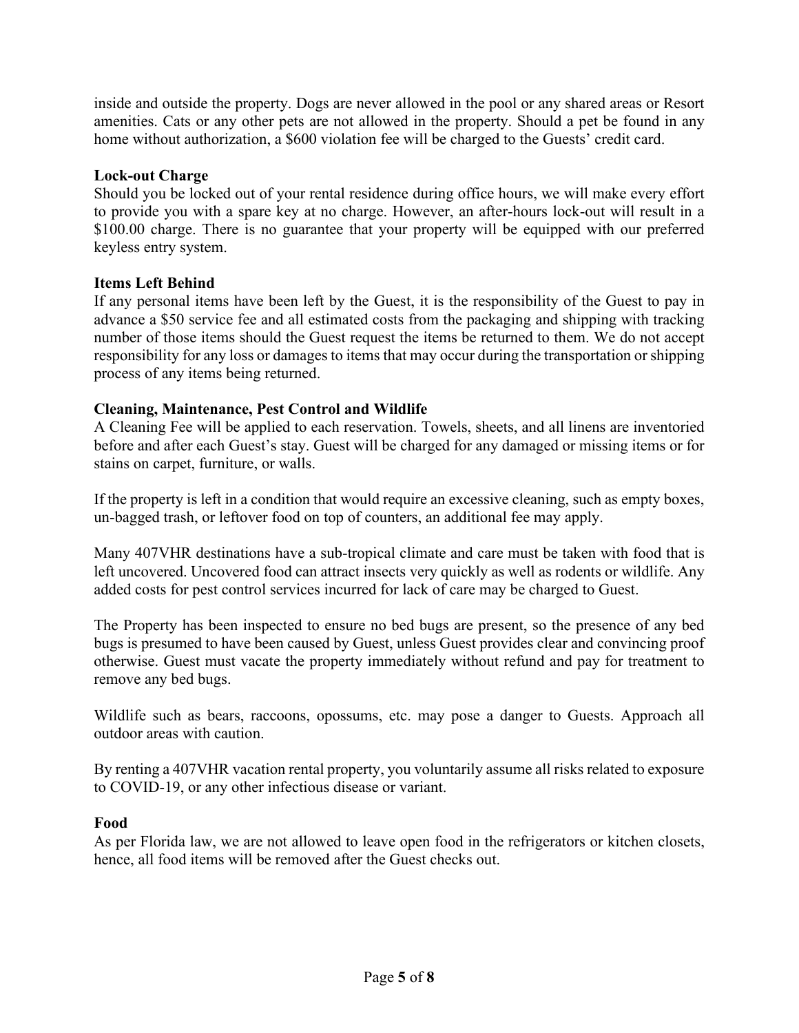inside and outside the property. Dogs are never allowed in the pool or any shared areas or Resort amenities. Cats or any other pets are not allowed in the property. Should a pet be found in any home without authorization, a $600 violation fee will be charged to the Guests' credit card.

**Lock-out Charge**

Should you be locked out of your rental residence during office hours, we will make every effort to provide you with a spare key at no charge. However, an after-hours lock-out will result in a $100.00 charge. There is no guarantee that your property will be equipped with our preferred keyless entry system.

**Items Left Behind**

If any personal items have been left by the Guest, it is the responsibility of the Guest to pay in advance a $50 service fee and all estimated costs from the packaging and shipping with tracking number of those items should the Guest request the items be returned to them. We do not accept responsibility for any loss or damages to items that may occur during the transportation or shipping process of any items being returned.

**Cleaning, Maintenance, Pest Control and Wildlife**

A Cleaning Fee will be applied to each reservation. Towels, sheets, and all linens are inventoried before and after each Guest's stay. Guest will be charged for any damaged or missing items or for stains on carpet, furniture, or walls.

If the property is left in a condition that would require an excessive cleaning, such as empty boxes, un-bagged trash, or leftover food on top of counters, an additional fee may apply.

Many 407VHR destinations have a sub-tropical climate and care must be taken with food that is left uncovered. Uncovered food can attract insects very quickly as well as rodents or wildlife. Any added costs for pest control services incurred for lack of care may be charged to Guest.

The Property has been inspected to ensure no bed bugs are present, so the presence of any bed bugs is presumed to have been caused by Guest, unless Guest provides clear and convincing proof otherwise. Guest must vacate the property immediately without refund and pay for treatment to remove any bed bugs.

Wildlife such as bears, raccoons, opossums, etc. may pose a danger to Guests. Approach all outdoor areas with caution.

By renting a 407VHR vacation rental property, you voluntarily assume all risks related to exposure to COVID-19, or any other infectious disease or variant.

**Food**

As per Florida law, we are not allowed to leave open food in the refrigerators or kitchen closets, hence, all food items will be removed after the Guest checks out.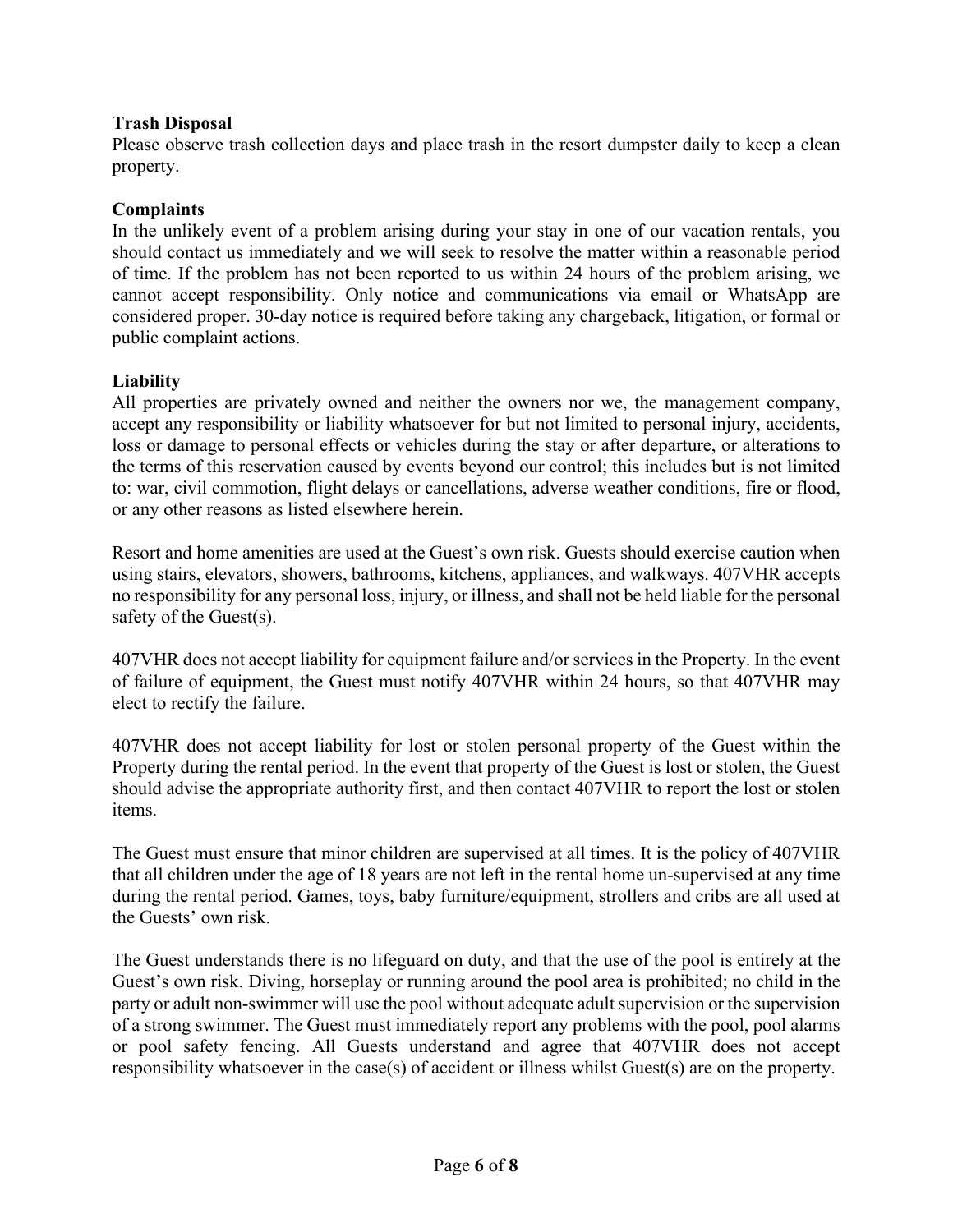**Trash Disposal**

Please observe trash collection days and place trash in the resort dumpster daily to keep a clean property.

**Complaints**

In the unlikely event of a problem arising during your stay in one of our vacation rentals, you should contact us immediately and we will seek to resolve the matter within a reasonable period of time. If the problem has not been reported to us within 24 hours of the problem arising, we cannot accept responsibility. Only notice and communications via email or WhatsApp are considered proper. 30-day notice is required before taking any chargeback, litigation, or formal or public complaint actions.

**Liability**

All properties are privately owned and neither the owners nor we, the management company, accept any responsibility or liability whatsoever for but not limited to personal injury, accidents, loss or damage to personal effects or vehicles during the stay or after departure, or alterations to the terms of this reservation caused by events beyond our control; this includes but is not limited to: war, civil commotion, flight delays or cancellations, adverse weather conditions, fire or flood, or any other reasons as listed elsewhere herein.

Resort and home amenities are used at the Guest's own risk. Guests should exercise caution when using stairs, elevators, showers, bathrooms, kitchens, appliances, and walkways. 407VHR accepts no responsibility for any personal loss, injury, or illness, and shall not be held liable for the personal safety of the Guest(s).

407VHR does not accept liability for equipment failure and/or services in the Property. In the event of failure of equipment, the Guest must notify 407VHR within 24 hours, so that 407VHR may elect to rectify the failure.

407VHR does not accept liability for lost or stolen personal property of the Guest within the Property during the rental period. In the event that property of the Guest is lost or stolen, the Guest should advise the appropriate authority first, and then contact 407VHR to report the lost or stolen items.

The Guest must ensure that minor children are supervised at all times. It is the policy of 407VHR that all children under the age of 18 years are not left in the rental home un-supervised at any time during the rental period. Games, toys, baby furniture/equipment, strollers and cribs are all used at the Guests' own risk.

The Guest understands there is no lifeguard on duty, and that the use of the pool is entirely at the Guest's own risk. Diving, horseplay or running around the pool area is prohibited; no child in the party or adult non-swimmer will use the pool without adequate adult supervision or the supervision of a strong swimmer. The Guest must immediately report any problems with the pool, pool alarms or pool safety fencing. All Guests understand and agree that 407VHR does not accept responsibility whatsoever in the case(s) of accident or illness whilst Guest(s) are on the property.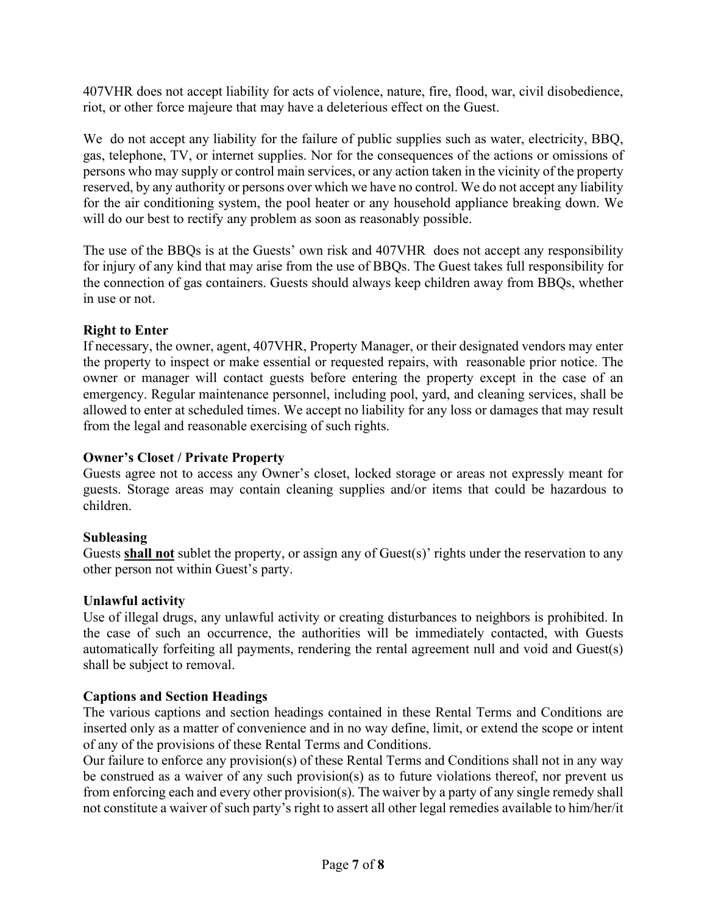407VHR does not accept liability for acts of violence, nature, fire, flood, war, civil disobedience, riot, or other force majeure that may have a deleterious effect on the Guest.

We do not accept any liability for the failure of public supplies such as water, electricity, BBQ, gas, telephone, TV, or internet supplies. Nor for the consequences of the actions or omissions of persons who may supply or control main services, or any action taken in the vicinity of the property reserved, by any authority or persons over which we have no control. We do not accept any liability for the air conditioning system, the pool heater or any household appliance breaking down. We will do our best to rectify any problem as soon as reasonably possible.

The use of the BBQs is at the Guests' own risk and 407VHR does not accept any responsibility for injury of any kind that may arise from the use of BBQs. The Guest takes full responsibility for the connection of gas containers. Guests should always keep children away from BBQs, whether in use or not.

**Right to Enter**

If necessary, the owner, agent, 407VHR, Property Manager, or their designated vendors may enter the property to inspect or make essential or requested repairs, with reasonable prior notice. The owner or manager will contact guests before entering the property except in the case of an emergency. Regular maintenance personnel, including pool, yard, and cleaning services, shall be allowed to enter at scheduled times. We accept no liability for any loss or damages that may result from the legal and reasonable exercising of such rights.

**Owner's Closet / Private Property**

Guests agree not to access any Owner's closet, locked storage or areas not expressly meant for guests. Storage areas may contain cleaning supplies and/or items that could be hazardous to children.

**Subleasing**

Guests <u>**shall not**</u> sublet the property, or assign any of Guest(s)' rights under the reservation to any other person not within Guest's party.

**Unlawful activity**

Use of illegal drugs, any unlawful activity or creating disturbances to neighbors is prohibited. In the case of such an occurrence, the authorities will be immediately contacted, with Guests automatically forfeiting all payments, rendering the rental agreement null and void and Guest(s) shall be subject to removal.

**Captions and Section Headings**

The various captions and section headings contained in these Rental Terms and Conditions are inserted only as a matter of convenience and in no way define, limit, or extend the scope or intent of any of the provisions of these Rental Terms and Conditions.

Our failure to enforce any provision(s) of these Rental Terms and Conditions shall not in any way be construed as a waiver of any such provision(s) as to future violations thereof, nor prevent us from enforcing each and every other provision(s). The waiver by a party of any single remedy shall not constitute a waiver of such party's right to assert all other legal remedies available to him/her/it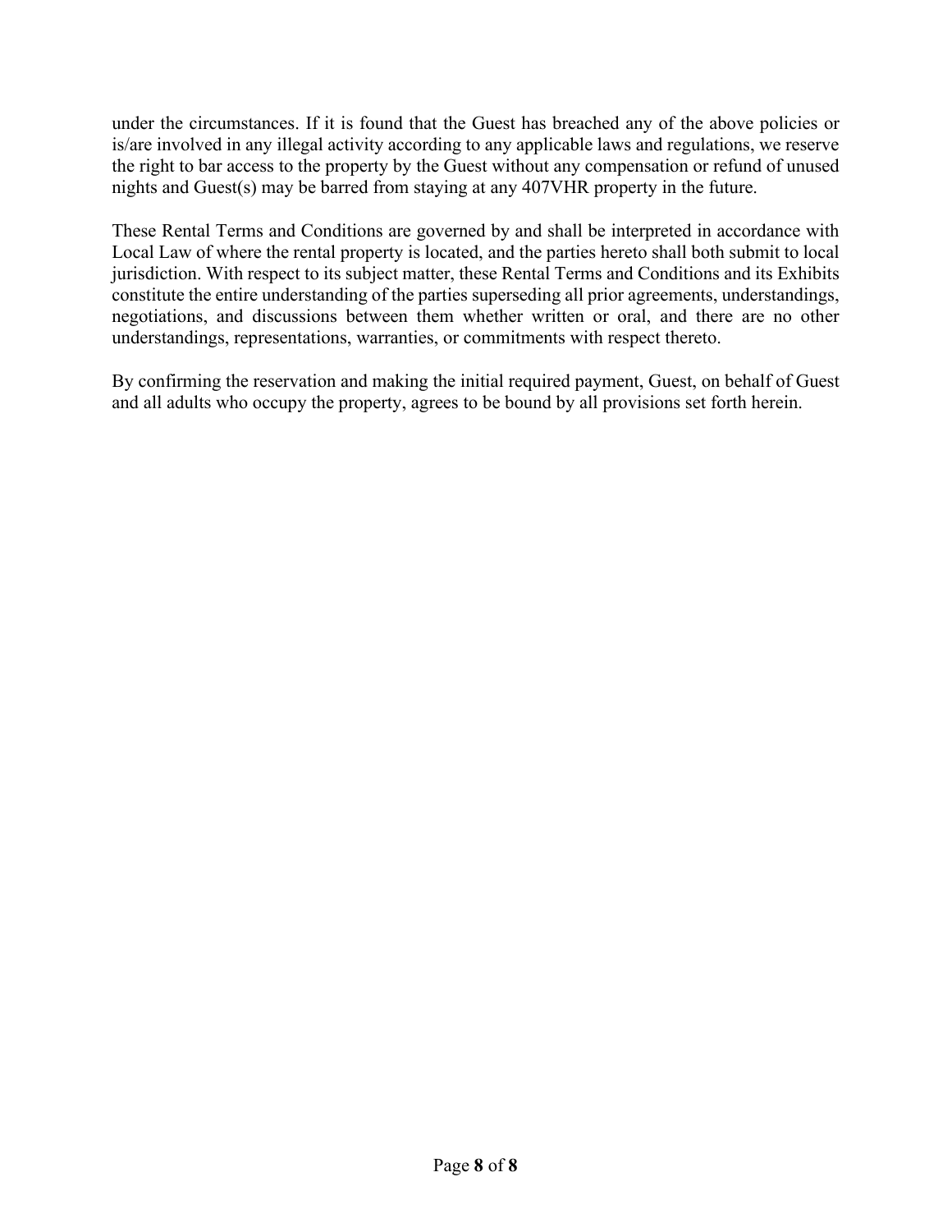under the circumstances. If it is found that the Guest has breached any of the above policies or is/are involved in any illegal activity according to any applicable laws and regulations, we reserve the right to bar access to the property by the Guest without any compensation or refund of unused nights and Guest(s) may be barred from staying at any 407VHR property in the future.

These Rental Terms and Conditions are governed by and shall be interpreted in accordance with Local Law of where the rental property is located, and the parties hereto shall both submit to local jurisdiction. With respect to its subject matter, these Rental Terms and Conditions and its Exhibits constitute the entire understanding of the parties superseding all prior agreements, understandings, negotiations, and discussions between them whether written or oral, and there are no other understandings, representations, warranties, or commitments with respect thereto.

By confirming the reservation and making the initial required payment, Guest, on behalf of Guest and all adults who occupy the property, agrees to be bound by all provisions set forth herein.